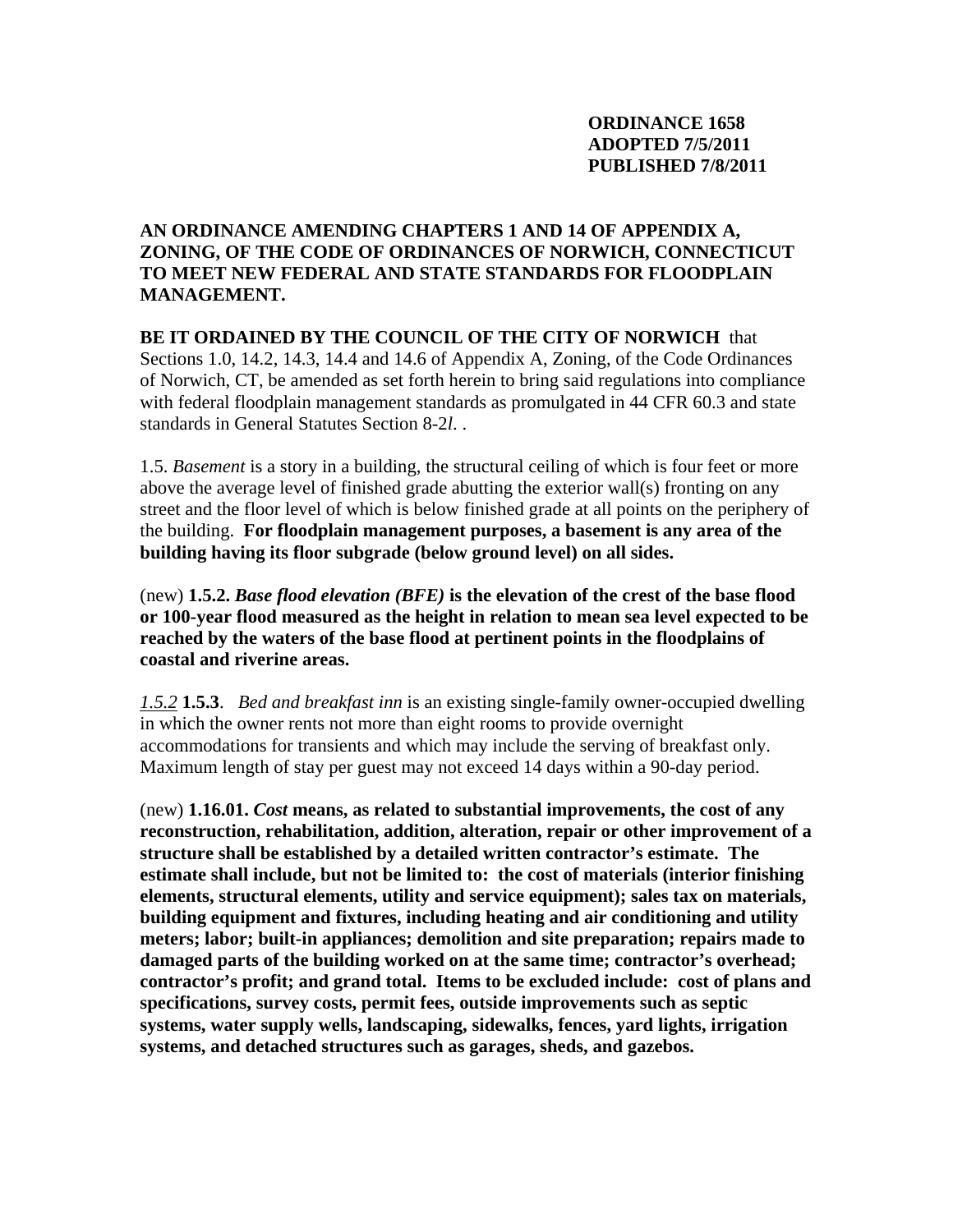**ORDINANCE 1658**
**ADOPTED 7/5/2011**
**PUBLISHED 7/8/2011**

**AN ORDINANCE AMENDING CHAPTERS 1 AND 14 OF APPENDIX A, ZONING, OF THE CODE OF ORDINANCES OF NORWICH, CONNECTICUT TO MEET NEW FEDERAL AND STATE STANDARDS FOR FLOODPLAIN MANAGEMENT.**

**BE IT ORDAINED BY THE COUNCIL OF THE CITY OF NORWICH** that Sections 1.0, 14.2, 14.3, 14.4 and 14.6 of Appendix A, Zoning, of the Code Ordinances of Norwich, CT, be amended as set forth herein to bring said regulations into compliance with federal floodplain management standards as promulgated in 44 CFR 60.3 and state standards in General Statutes Section 8-2*l*. .

1.5. *Basement* is a story in a building, the structural ceiling of which is four feet or more above the average level of finished grade abutting the exterior wall(s) fronting on any street and the floor level of which is below finished grade at all points on the periphery of the building. **For floodplain management purposes, a basement is any area of the building having its floor subgrade (below ground level) on all sides.**

(new) **1.5.2.** ***Base flood elevation (BFE)*** **is the elevation of the crest of the base flood or 100-year flood measured as the height in relation to mean sea level expected to be reached by the waters of the base flood at pertinent points in the floodplains of coastal and riverine areas.**

*1.5.2* **1.5.3**. *Bed and breakfast inn* is an existing single-family owner-occupied dwelling in which the owner rents not more than eight rooms to provide overnight accommodations for transients and which may include the serving of breakfast only. Maximum length of stay per guest may not exceed 14 days within a 90-day period.

(new) **1.16.01.** ***Cost*** **means, as related to substantial improvements, the cost of any reconstruction, rehabilitation, addition, alteration, repair or other improvement of a structure shall be established by a detailed written contractor's estimate. The estimate shall include, but not be limited to: the cost of materials (interior finishing elements, structural elements, utility and service equipment); sales tax on materials, building equipment and fixtures, including heating and air conditioning and utility meters; labor; built-in appliances; demolition and site preparation; repairs made to damaged parts of the building worked on at the same time; contractor's overhead; contractor's profit; and grand total. Items to be excluded include: cost of plans and specifications, survey costs, permit fees, outside improvements such as septic systems, water supply wells, landscaping, sidewalks, fences, yard lights, irrigation systems, and detached structures such as garages, sheds, and gazebos.**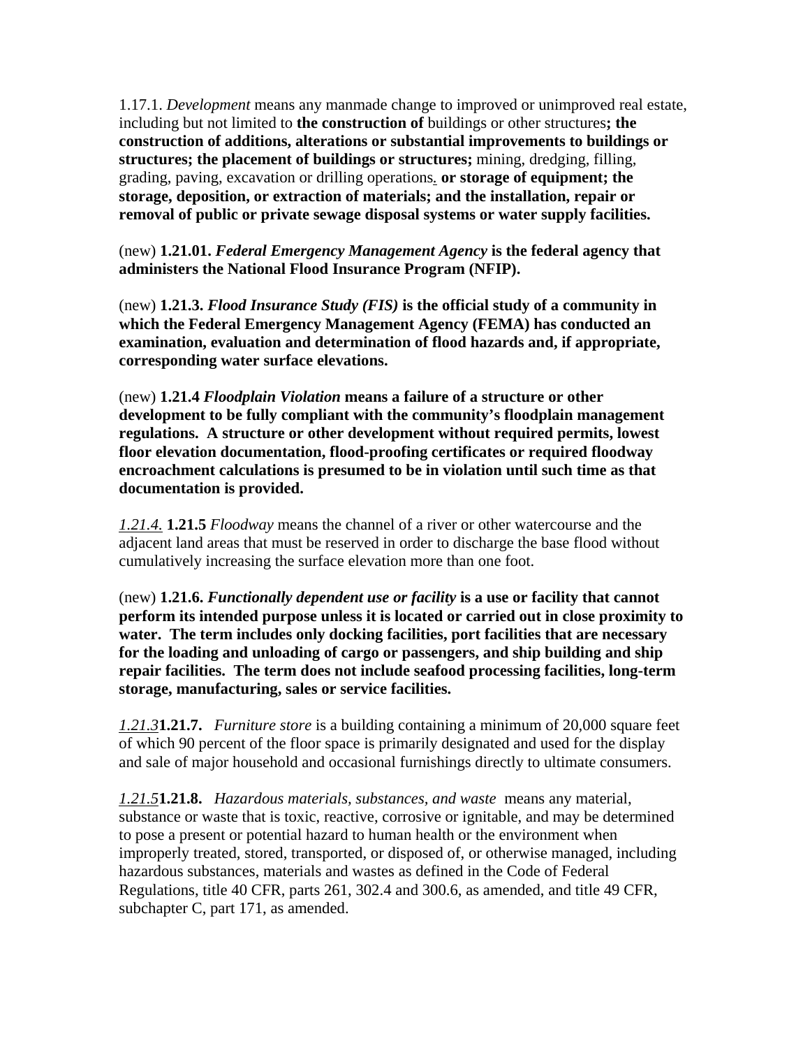1.17.1. *Development* means any manmade change to improved or unimproved real estate, including but not limited to **the construction of** buildings or other structures**; the construction of additions, alterations or substantial improvements to buildings or structures; the placement of buildings or structures;** mining, dredging, filling, grading, paving, excavation or drilling operations. **or storage of equipment; the storage, deposition, or extraction of materials; and the installation, repair or removal of public or private sewage disposal systems or water supply facilities.**

(new) **1.21.01.** ***Federal Emergency Management Agency*** **is the federal agency that administers the National Flood Insurance Program (NFIP).**

(new) **1.21.3.** ***Flood Insurance Study (FIS)*** **is the official study of a community in which the Federal Emergency Management Agency (FEMA) has conducted an examination, evaluation and determination of flood hazards and, if appropriate, corresponding water surface elevations.**

(new) **1.21.4** ***Floodplain Violation*** **means a failure of a structure or other development to be fully compliant with the community's floodplain management regulations. A structure or other development without required permits, lowest floor elevation documentation, flood-proofing certificates or required floodway encroachment calculations is presumed to be in violation until such time as that documentation is provided.**

*1.21.4.* **1.21.5** *Floodway* means the channel of a river or other watercourse and the adjacent land areas that must be reserved in order to discharge the base flood without cumulatively increasing the surface elevation more than one foot.

(new) **1.21.6.** ***Functionally dependent use or facility*** **is a use or facility that cannot perform its intended purpose unless it is located or carried out in close proximity to water. The term includes only docking facilities, port facilities that are necessary for the loading and unloading of cargo or passengers, and ship building and ship repair facilities. The term does not include seafood processing facilities, long-term storage, manufacturing, sales or service facilities.**

*1.21.3***1.21.7.** *Furniture store* is a building containing a minimum of 20,000 square feet of which 90 percent of the floor space is primarily designated and used for the display and sale of major household and occasional furnishings directly to ultimate consumers.

*1.21.5***1.21.8.** *Hazardous materials, substances, and waste* means any material, substance or waste that is toxic, reactive, corrosive or ignitable, and may be determined to pose a present or potential hazard to human health or the environment when improperly treated, stored, transported, or disposed of, or otherwise managed, including hazardous substances, materials and wastes as defined in the Code of Federal Regulations, title 40 CFR, parts 261, 302.4 and 300.6, as amended, and title 49 CFR, subchapter C, part 171, as amended.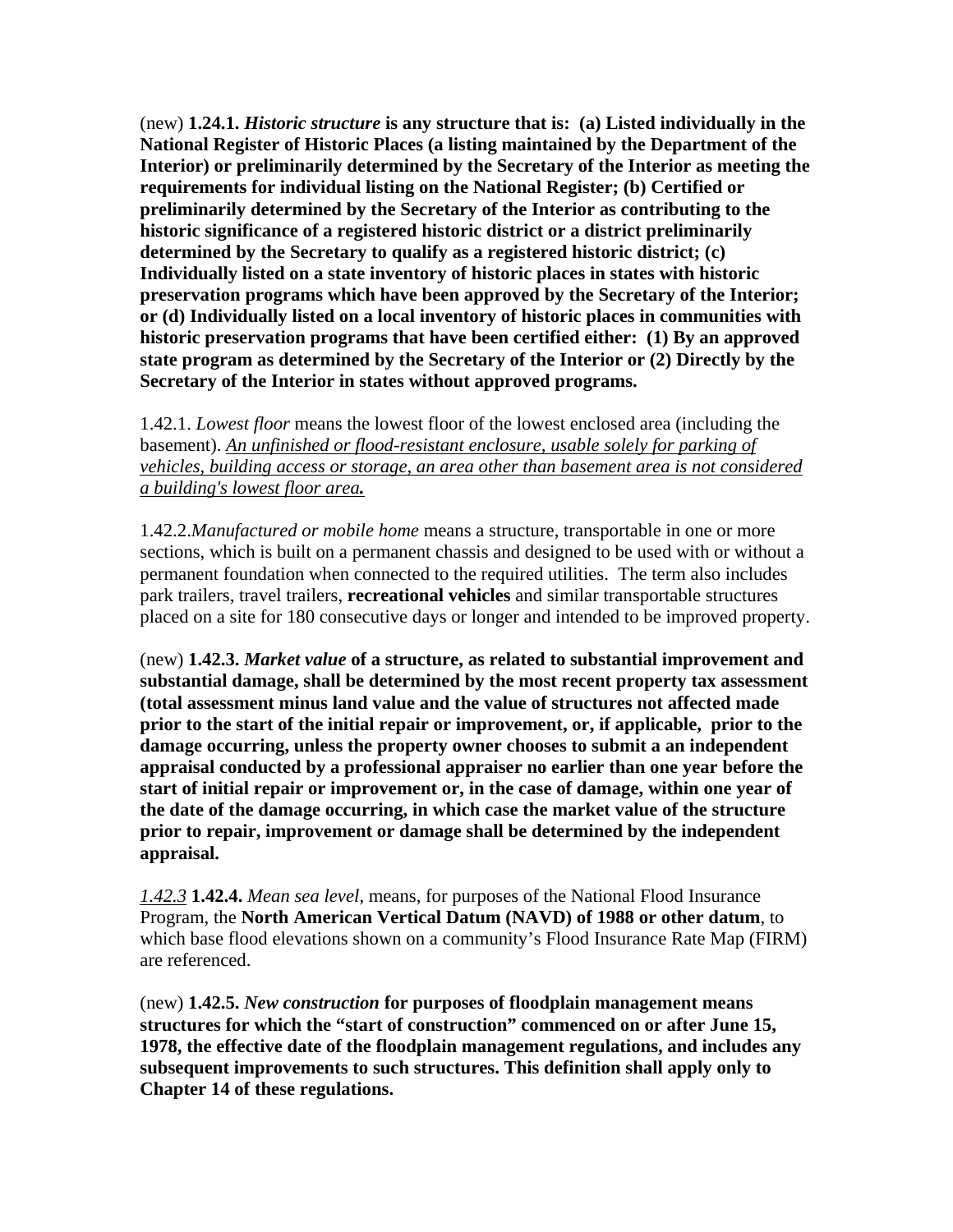(new) **1.24.1. *Historic structure* is any structure that is: (a) Listed individually in the National Register of Historic Places (a listing maintained by the Department of the Interior) or preliminarily determined by the Secretary of the Interior as meeting the requirements for individual listing on the National Register; (b) Certified or preliminarily determined by the Secretary of the Interior as contributing to the historic significance of a registered historic district or a district preliminarily determined by the Secretary to qualify as a registered historic district; (c) Individually listed on a state inventory of historic places in states with historic preservation programs which have been approved by the Secretary of the Interior; or (d) Individually listed on a local inventory of historic places in communities with historic preservation programs that have been certified either: (1) By an approved state program as determined by the Secretary of the Interior or (2) Directly by the Secretary of the Interior in states without approved programs.**

1.42.1. *Lowest floor* means the lowest floor of the lowest enclosed area (including the basement). <u>An unfinished or flood-resistant enclosure, usable solely for parking of vehicles, building access or storage, an area other than basement area is not considered a building's lowest floor area**.**</u>

1.42.2.*Manufactured or mobile home* means a structure, transportable in one or more sections, which is built on a permanent chassis and designed to be used with or without a permanent foundation when connected to the required utilities. The term also includes park trailers, travel trailers, **recreational vehicles** and similar transportable structures placed on a site for 180 consecutive days or longer and intended to be improved property.

(new) **1.42.3. *Market value* of a structure, as related to substantial improvement and substantial damage, shall be determined by the most recent property tax assessment (total assessment minus land value and the value of structures not affected made prior to the start of the initial repair or improvement, or, if applicable, prior to the damage occurring, unless the property owner chooses to submit a an independent appraisal conducted by a professional appraiser no earlier than one year before the start of initial repair or improvement or, in the case of damage, within one year of the date of the damage occurring, in which case the market value of the structure prior to repair, improvement or damage shall be determined by the independent appraisal.**

<u>*1.42.3*</u> **1.42.4.** *Mean sea level*, means, for purposes of the National Flood Insurance Program, the **North American Vertical Datum (NAVD) of 1988 or other datum**, to which base flood elevations shown on a community's Flood Insurance Rate Map (FIRM) are referenced.

(new) **1.42.5. *New construction* for purposes of floodplain management means structures for which the "start of construction" commenced on or after June 15, 1978, the effective date of the floodplain management regulations, and includes any subsequent improvements to such structures. This definition shall apply only to Chapter 14 of these regulations.**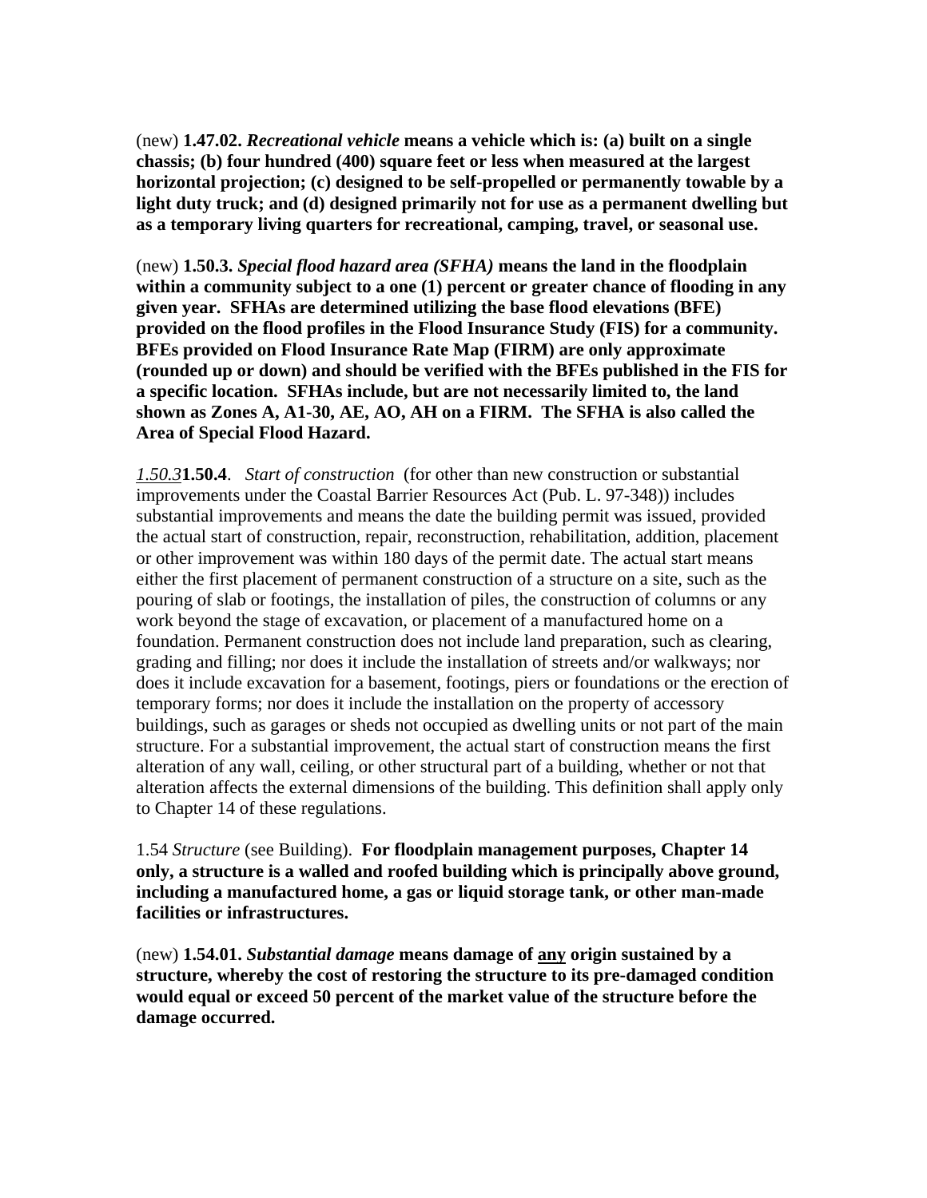(new) **1.47.02.** ***Recreational vehicle*** **means a vehicle which is: (a) built on a single chassis; (b) four hundred (400) square feet or less when measured at the largest horizontal projection; (c) designed to be self-propelled or permanently towable by a light duty truck; and (d) designed primarily not for use as a permanent dwelling but as a temporary living quarters for recreational, camping, travel, or seasonal use.**

(new) **1.50.3.** ***Special flood hazard area (SFHA)*** **means the land in the floodplain within a community subject to a one (1) percent or greater chance of flooding in any given year. SFHAs are determined utilizing the base flood elevations (BFE) provided on the flood profiles in the Flood Insurance Study (FIS) for a community. BFEs provided on Flood Insurance Rate Map (FIRM) are only approximate (rounded up or down) and should be verified with the BFEs published in the FIS for a specific location. SFHAs include, but are not necessarily limited to, the land shown as Zones A, A1-30, AE, AO, AH on a FIRM. The SFHA is also called the Area of Special Flood Hazard.**

*1.50.3***1.50.4**. *Start of construction* (for other than new construction or substantial improvements under the Coastal Barrier Resources Act (Pub. L. 97-348)) includes substantial improvements and means the date the building permit was issued, provided the actual start of construction, repair, reconstruction, rehabilitation, addition, placement or other improvement was within 180 days of the permit date. The actual start means either the first placement of permanent construction of a structure on a site, such as the pouring of slab or footings, the installation of piles, the construction of columns or any work beyond the stage of excavation, or placement of a manufactured home on a foundation. Permanent construction does not include land preparation, such as clearing, grading and filling; nor does it include the installation of streets and/or walkways; nor does it include excavation for a basement, footings, piers or foundations or the erection of temporary forms; nor does it include the installation on the property of accessory buildings, such as garages or sheds not occupied as dwelling units or not part of the main structure. For a substantial improvement, the actual start of construction means the first alteration of any wall, ceiling, or other structural part of a building, whether or not that alteration affects the external dimensions of the building. This definition shall apply only to Chapter 14 of these regulations.

1.54 *Structure* (see Building). **For floodplain management purposes, Chapter 14 only, a structure is a walled and roofed building which is principally above ground, including a manufactured home, a gas or liquid storage tank, or other man-made facilities or infrastructures.**

(new) **1.54.01.** ***Substantial damage*** **means damage of <u>any</u> origin sustained by a structure, whereby the cost of restoring the structure to its pre-damaged condition would equal or exceed 50 percent of the market value of the structure before the damage occurred.**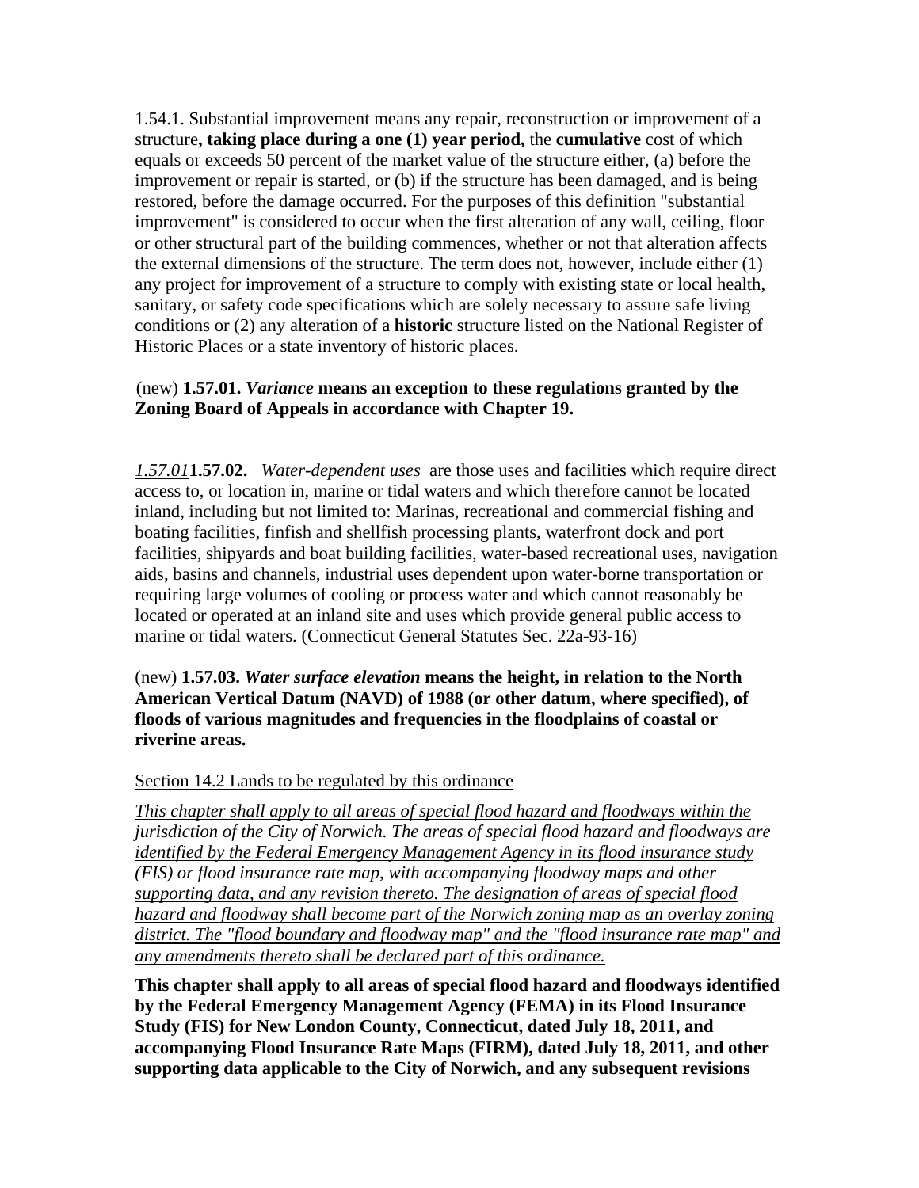1.54.1. Substantial improvement means any repair, reconstruction or improvement of a structure**, taking place during a one (1) year period,** the **cumulative** cost of which equals or exceeds 50 percent of the market value of the structure either, (a) before the improvement or repair is started, or (b) if the structure has been damaged, and is being restored, before the damage occurred. For the purposes of this definition "substantial improvement" is considered to occur when the first alteration of any wall, ceiling, floor or other structural part of the building commences, whether or not that alteration affects the external dimensions of the structure. The term does not, however, include either (1) any project for improvement of a structure to comply with existing state or local health, sanitary, or safety code specifications which are solely necessary to assure safe living conditions or (2) any alteration of a **historic** structure listed on the National Register of Historic Places or a state inventory of historic places.

(new) **1.57.01. *Variance* means an exception to these regulations granted by the Zoning Board of Appeals in accordance with Chapter 19.**

<u>*1.57.01*</u>**1.57.02.** *Water-dependent uses* are those uses and facilities which require direct access to, or location in, marine or tidal waters and which therefore cannot be located inland, including but not limited to: Marinas, recreational and commercial fishing and boating facilities, finfish and shellfish processing plants, waterfront dock and port facilities, shipyards and boat building facilities, water-based recreational uses, navigation aids, basins and channels, industrial uses dependent upon water-borne transportation or requiring large volumes of cooling or process water and which cannot reasonably be located or operated at an inland site and uses which provide general public access to marine or tidal waters. (Connecticut General Statutes Sec. 22a-93-16)

(new) **1.57.03. *Water surface elevation* means the height, in relation to the North American Vertical Datum (NAVD) of 1988 (or other datum, where specified), of floods of various magnitudes and frequencies in the floodplains of coastal or riverine areas.**

<u>Section 14.2 Lands to be regulated by this ordinance</u>

<u>*This chapter shall apply to all areas of special flood hazard and floodways within the jurisdiction of the City of Norwich. The areas of special flood hazard and floodways are identified by the Federal Emergency Management Agency in its flood insurance study (FIS) or flood insurance rate map, with accompanying floodway maps and other supporting data, and any revision thereto. The designation of areas of special flood hazard and floodway shall become part of the Norwich zoning map as an overlay zoning district. The "flood boundary and floodway map" and the "flood insurance rate map" and any amendments thereto shall be declared part of this ordinance.*</u>

**This chapter shall apply to all areas of special flood hazard and floodways identified by the Federal Emergency Management Agency (FEMA) in its Flood Insurance Study (FIS) for New London County, Connecticut, dated July 18, 2011, and accompanying Flood Insurance Rate Maps (FIRM), dated July 18, 2011, and other supporting data applicable to the City of Norwich, and any subsequent revisions**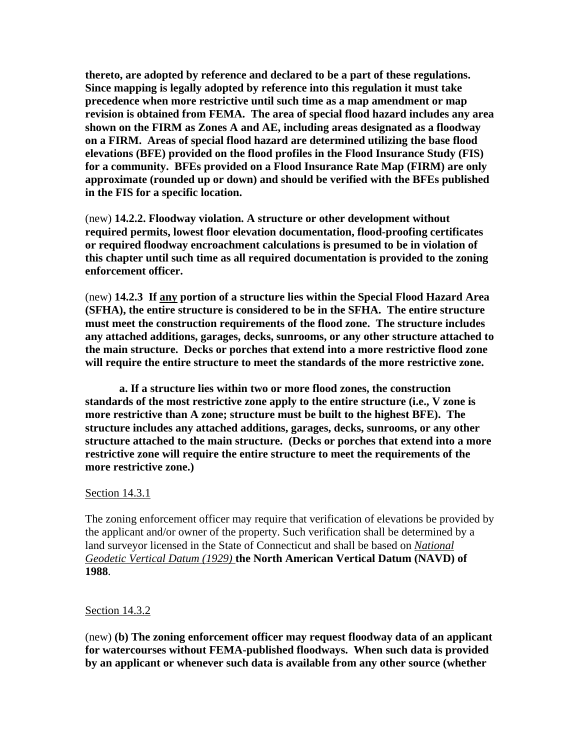**thereto, are adopted by reference and declared to be a part of these regulations. Since mapping is legally adopted by reference into this regulation it must take precedence when more restrictive until such time as a map amendment or map revision is obtained from FEMA. The area of special flood hazard includes any area shown on the FIRM as Zones A and AE, including areas designated as a floodway on a FIRM. Areas of special flood hazard are determined utilizing the base flood elevations (BFE) provided on the flood profiles in the Flood Insurance Study (FIS) for a community. BFEs provided on a Flood Insurance Rate Map (FIRM) are only approximate (rounded up or down) and should be verified with the BFEs published in the FIS for a specific location.**

(new) **14.2.2. Floodway violation. A structure or other development without required permits, lowest floor elevation documentation, flood-proofing certificates or required floodway encroachment calculations is presumed to be in violation of this chapter until such time as all required documentation is provided to the zoning enforcement officer.**

(new) **14.2.3 If <u>any</u> portion of a structure lies within the Special Flood Hazard Area (SFHA), the entire structure is considered to be in the SFHA. The entire structure must meet the construction requirements of the flood zone. The structure includes any attached additions, garages, decks, sunrooms, or any other structure attached to the main structure. Decks or porches that extend into a more restrictive flood zone will require the entire structure to meet the standards of the more restrictive zone.**

**a. If a structure lies within two or more flood zones, the construction standards of the most restrictive zone apply to the entire structure (i.e., V zone is more restrictive than A zone; structure must be built to the highest BFE). The structure includes any attached additions, garages, decks, sunrooms, or any other structure attached to the main structure. (Decks or porches that extend into a more restrictive zone will require the entire structure to meet the requirements of the more restrictive zone.)**

<u>Section 14.3.1</u>

The zoning enforcement officer may require that verification of elevations be provided by the applicant and/or owner of the property. Such verification shall be determined by a land surveyor licensed in the State of Connecticut and shall be based on <u>*National Geodetic Vertical Datum (1929)*</u> **the North American Vertical Datum (NAVD) of 1988**.

<u>Section 14.3.2</u>

(new) **(b) The zoning enforcement officer may request floodway data of an applicant for watercourses without FEMA-published floodways. When such data is provided by an applicant or whenever such data is available from any other source (whether**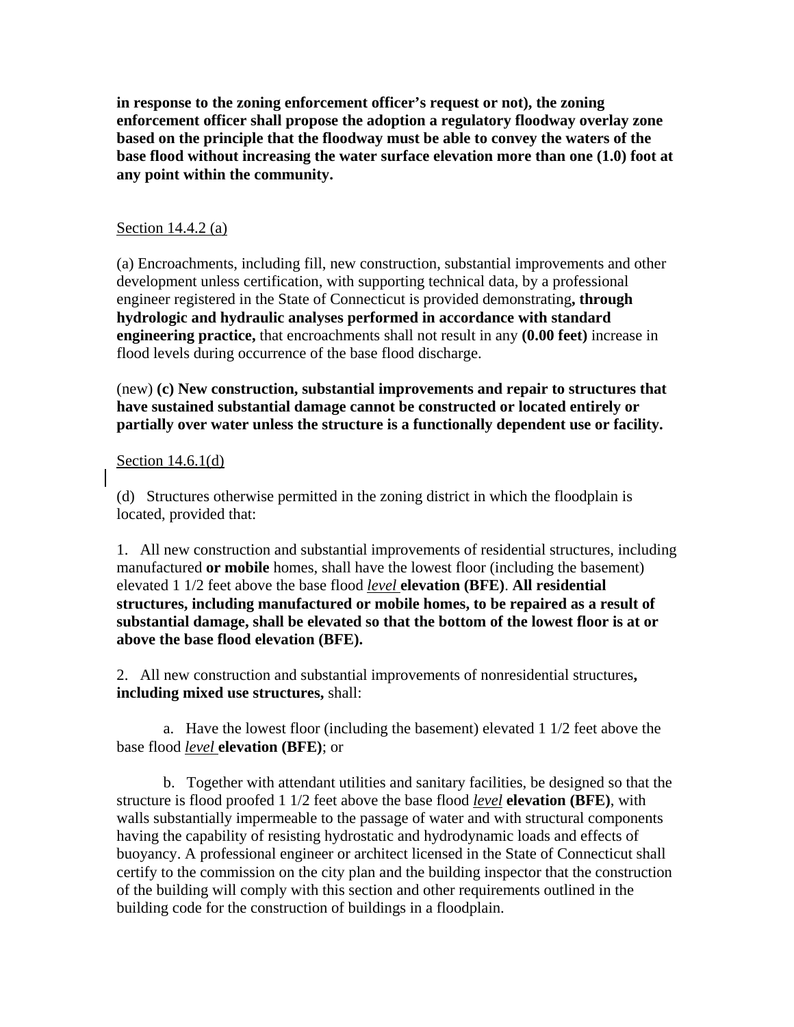**in response to the zoning enforcement officer's request or not), the zoning enforcement officer shall propose the adoption a regulatory floodway overlay zone based on the principle that the floodway must be able to convey the waters of the base flood without increasing the water surface elevation more than one (1.0) foot at any point within the community.**

<u>Section 14.4.2 (a)</u>

(a) Encroachments, including fill, new construction, substantial improvements and other development unless certification, with supporting technical data, by a professional engineer registered in the State of Connecticut is provided demonstrating**, through hydrologic and hydraulic analyses performed in accordance with standard engineering practice,** that encroachments shall not result in any **(0.00 feet)** increase in flood levels during occurrence of the base flood discharge.

(new) **(c) New construction, substantial improvements and repair to structures that have sustained substantial damage cannot be constructed or located entirely or partially over water unless the structure is a functionally dependent use or facility.**

<u>Section 14.6.1(d)</u>

(d) Structures otherwise permitted in the zoning district in which the floodplain is located, provided that:

1. All new construction and substantial improvements of residential structures, including manufactured **or mobile** homes, shall have the lowest floor (including the basement) elevated 1 1/2 feet above the base flood <u>*level*</u> **elevation (BFE)**. **All residential structures, including manufactured or mobile homes, to be repaired as a result of substantial damage, shall be elevated so that the bottom of the lowest floor is at or above the base flood elevation (BFE).**

2. All new construction and substantial improvements of nonresidential structures**, including mixed use structures,** shall:

a. Have the lowest floor (including the basement) elevated 1 1/2 feet above the base flood <u>*level*</u> **elevation (BFE)**; or

b. Together with attendant utilities and sanitary facilities, be designed so that the structure is flood proofed 1 1/2 feet above the base flood <u>*level*</u> **elevation (BFE)**, with walls substantially impermeable to the passage of water and with structural components having the capability of resisting hydrostatic and hydrodynamic loads and effects of buoyancy. A professional engineer or architect licensed in the State of Connecticut shall certify to the commission on the city plan and the building inspector that the construction of the building will comply with this section and other requirements outlined in the building code for the construction of buildings in a floodplain.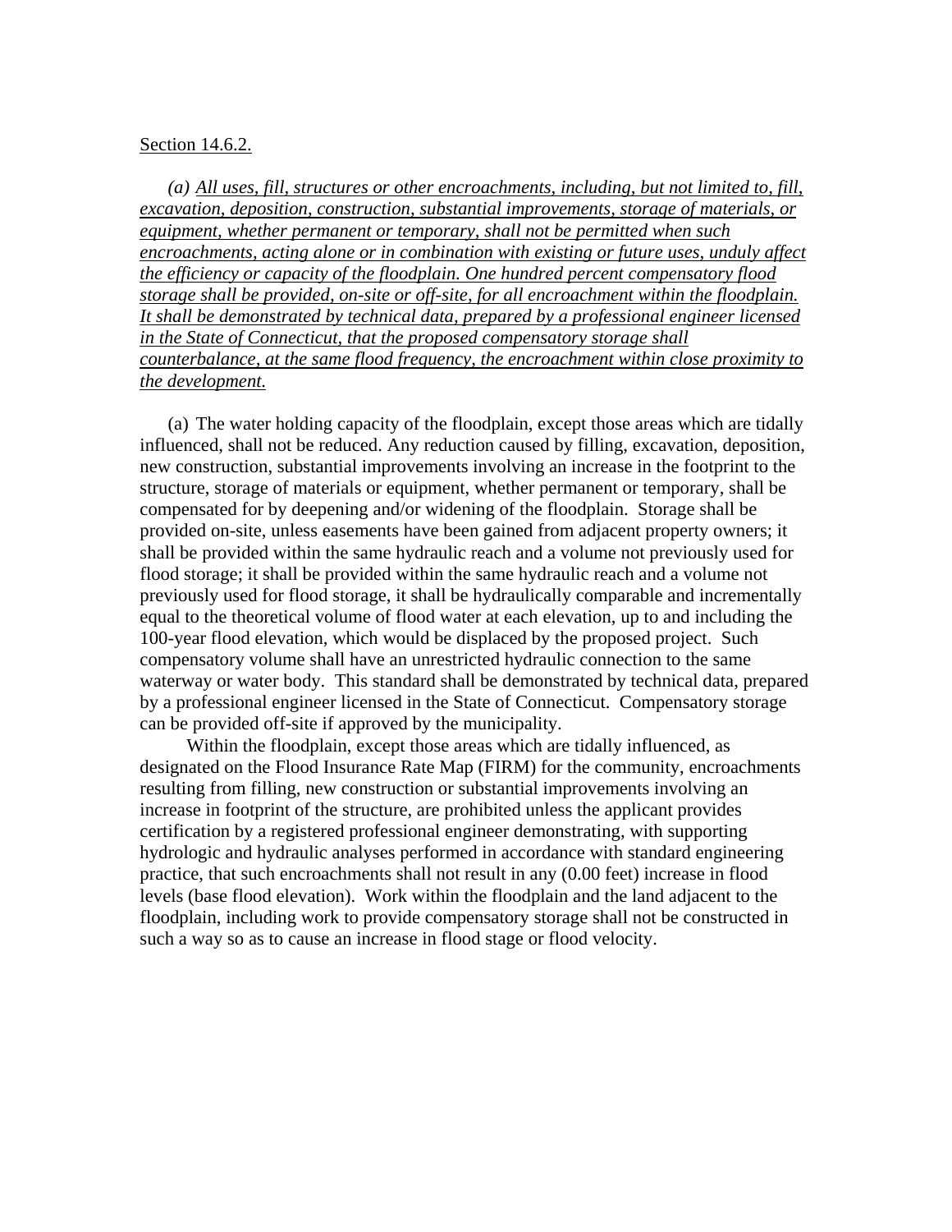Section 14.6.2.

*(a) All uses, fill, structures or other encroachments, including, but not limited to, fill, excavation, deposition, construction, substantial improvements, storage of materials, or equipment, whether permanent or temporary, shall not be permitted when such encroachments, acting alone or in combination with existing or future uses, unduly affect the efficiency or capacity of the floodplain. One hundred percent compensatory flood storage shall be provided, on-site or off-site, for all encroachment within the floodplain. It shall be demonstrated by technical data, prepared by a professional engineer licensed in the State of Connecticut, that the proposed compensatory storage shall counterbalance, at the same flood frequency, the encroachment within close proximity to the development.*

(a) The water holding capacity of the floodplain, except those areas which are tidally influenced, shall not be reduced. Any reduction caused by filling, excavation, deposition, new construction, substantial improvements involving an increase in the footprint to the structure, storage of materials or equipment, whether permanent or temporary, shall be compensated for by deepening and/or widening of the floodplain. Storage shall be provided on-site, unless easements have been gained from adjacent property owners; it shall be provided within the same hydraulic reach and a volume not previously used for flood storage; it shall be provided within the same hydraulic reach and a volume not previously used for flood storage, it shall be hydraulically comparable and incrementally equal to the theoretical volume of flood water at each elevation, up to and including the 100-year flood elevation, which would be displaced by the proposed project. Such compensatory volume shall have an unrestricted hydraulic connection to the same waterway or water body. This standard shall be demonstrated by technical data, prepared by a professional engineer licensed in the State of Connecticut. Compensatory storage can be provided off-site if approved by the municipality.

Within the floodplain, except those areas which are tidally influenced, as designated on the Flood Insurance Rate Map (FIRM) for the community, encroachments resulting from filling, new construction or substantial improvements involving an increase in footprint of the structure, are prohibited unless the applicant provides certification by a registered professional engineer demonstrating, with supporting hydrologic and hydraulic analyses performed in accordance with standard engineering practice, that such encroachments shall not result in any (0.00 feet) increase in flood levels (base flood elevation). Work within the floodplain and the land adjacent to the floodplain, including work to provide compensatory storage shall not be constructed in such a way so as to cause an increase in flood stage or flood velocity.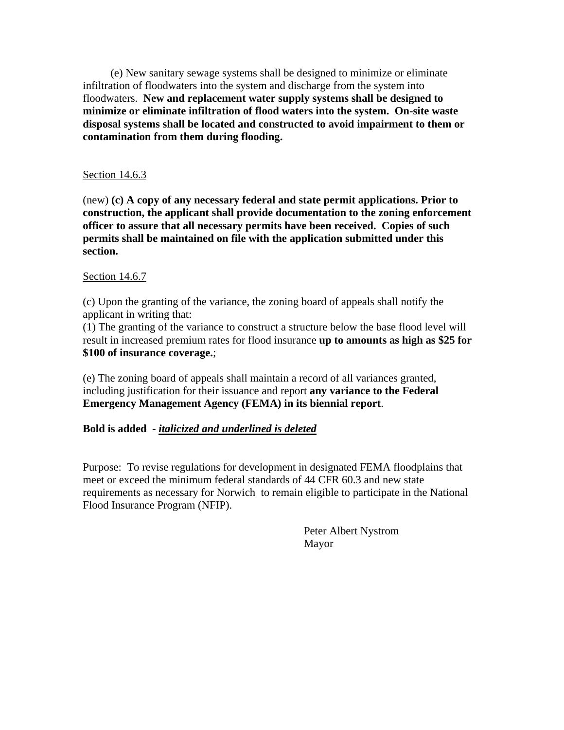(e) New sanitary sewage systems shall be designed to minimize or eliminate infiltration of floodwaters into the system and discharge from the system into floodwaters. **New and replacement water supply systems shall be designed to minimize or eliminate infiltration of flood waters into the system. On-site waste disposal systems shall be located and constructed to avoid impairment to them or contamination from them during flooding.**

Section 14.6.3

(new) **(c) A copy of any necessary federal and state permit applications. Prior to construction, the applicant shall provide documentation to the zoning enforcement officer to assure that all necessary permits have been received. Copies of such permits shall be maintained on file with the application submitted under this section.**

Section 14.6.7

(c) Upon the granting of the variance, the zoning board of appeals shall notify the applicant in writing that:

(1) The granting of the variance to construct a structure below the base flood level will result in increased premium rates for flood insurance **up to amounts as high as $25 for $100 of insurance coverage.**;

(e) The zoning board of appeals shall maintain a record of all variances granted, including justification for their issuance and report **any variance to the Federal Emergency Management Agency (FEMA) in its biennial report**.

**Bold is added** - ***<u>italicized and underlined is deleted</u>***

Purpose: To revise regulations for development in designated FEMA floodplains that meet or exceed the minimum federal standards of 44 CFR 60.3 and new state requirements as necessary for Norwich to remain eligible to participate in the National Flood Insurance Program (NFIP).

Peter Albert Nystrom
Mayor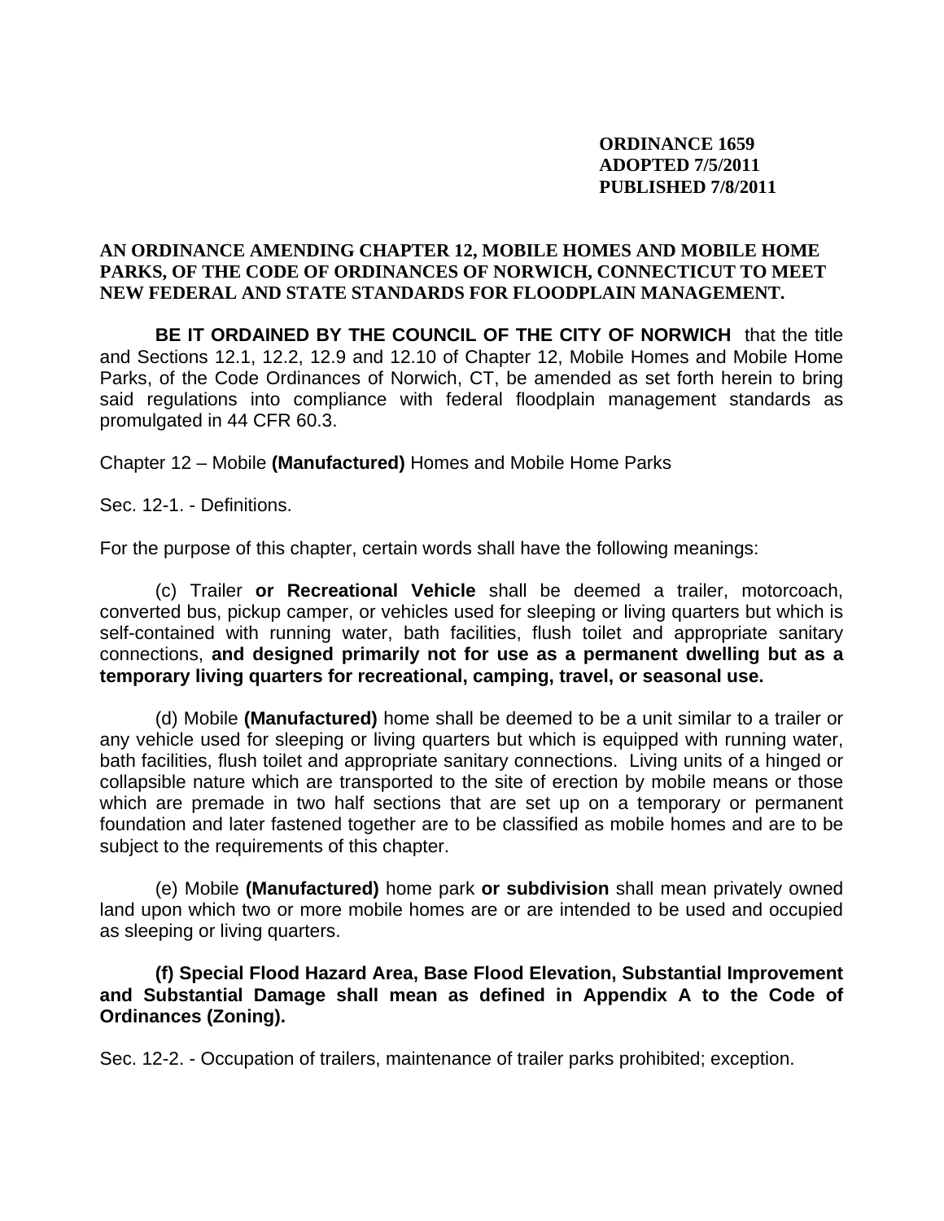**ORDINANCE 1659**
**ADOPTED 7/5/2011**
**PUBLISHED 7/8/2011**

**AN ORDINANCE AMENDING CHAPTER 12, MOBILE HOMES AND MOBILE HOME PARKS, OF THE CODE OF ORDINANCES OF NORWICH, CONNECTICUT TO MEET NEW FEDERAL AND STATE STANDARDS FOR FLOODPLAIN MANAGEMENT.**

**BE IT ORDAINED BY THE COUNCIL OF THE CITY OF NORWICH** that the title and Sections 12.1, 12.2, 12.9 and 12.10 of Chapter 12, Mobile Homes and Mobile Home Parks, of the Code Ordinances of Norwich, CT, be amended as set forth herein to bring said regulations into compliance with federal floodplain management standards as promulgated in 44 CFR 60.3.

Chapter 12 – Mobile **(Manufactured)** Homes and Mobile Home Parks

Sec. 12-1. - Definitions.

For the purpose of this chapter, certain words shall have the following meanings:

(c) Trailer **or Recreational Vehicle** shall be deemed a trailer, motorcoach, converted bus, pickup camper, or vehicles used for sleeping or living quarters but which is self-contained with running water, bath facilities, flush toilet and appropriate sanitary connections, **and designed primarily not for use as a permanent dwelling but as a temporary living quarters for recreational, camping, travel, or seasonal use.**

(d) Mobile **(Manufactured)** home shall be deemed to be a unit similar to a trailer or any vehicle used for sleeping or living quarters but which is equipped with running water, bath facilities, flush toilet and appropriate sanitary connections. Living units of a hinged or collapsible nature which are transported to the site of erection by mobile means or those which are premade in two half sections that are set up on a temporary or permanent foundation and later fastened together are to be classified as mobile homes and are to be subject to the requirements of this chapter.

(e) Mobile **(Manufactured)** home park **or subdivision** shall mean privately owned land upon which two or more mobile homes are or are intended to be used and occupied as sleeping or living quarters.

**(f) Special Flood Hazard Area, Base Flood Elevation, Substantial Improvement and Substantial Damage shall mean as defined in Appendix A to the Code of Ordinances (Zoning).**

Sec. 12-2. - Occupation of trailers, maintenance of trailer parks prohibited; exception.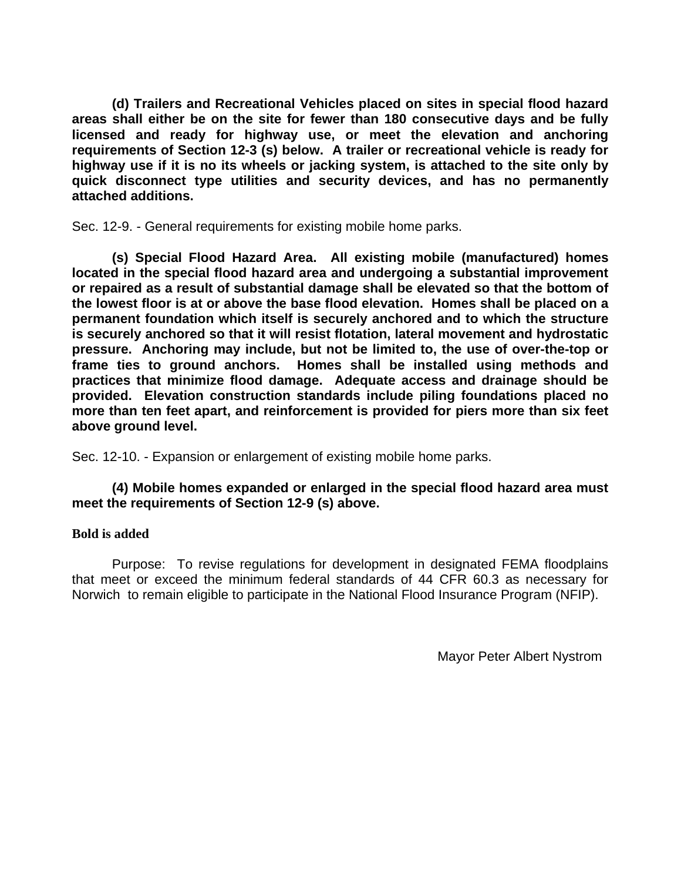**(d) Trailers and Recreational Vehicles placed on sites in special flood hazard areas shall either be on the site for fewer than 180 consecutive days and be fully licensed and ready for highway use, or meet the elevation and anchoring requirements of Section 12-3 (s) below. A trailer or recreational vehicle is ready for highway use if it is no its wheels or jacking system, is attached to the site only by quick disconnect type utilities and security devices, and has no permanently attached additions.**

Sec. 12-9. - General requirements for existing mobile home parks.

**(s) Special Flood Hazard Area. All existing mobile (manufactured) homes located in the special flood hazard area and undergoing a substantial improvement or repaired as a result of substantial damage shall be elevated so that the bottom of the lowest floor is at or above the base flood elevation. Homes shall be placed on a permanent foundation which itself is securely anchored and to which the structure is securely anchored so that it will resist flotation, lateral movement and hydrostatic pressure. Anchoring may include, but not be limited to, the use of over-the-top or frame ties to ground anchors. Homes shall be installed using methods and practices that minimize flood damage. Adequate access and drainage should be provided. Elevation construction standards include piling foundations placed no more than ten feet apart, and reinforcement is provided for piers more than six feet above ground level.**

Sec. 12-10. - Expansion or enlargement of existing mobile home parks.

**(4) Mobile homes expanded or enlarged in the special flood hazard area must meet the requirements of Section 12-9 (s) above.**

**Bold is added**

Purpose: To revise regulations for development in designated FEMA floodplains that meet or exceed the minimum federal standards of 44 CFR 60.3 as necessary for Norwich to remain eligible to participate in the National Flood Insurance Program (NFIP).

Mayor Peter Albert Nystrom